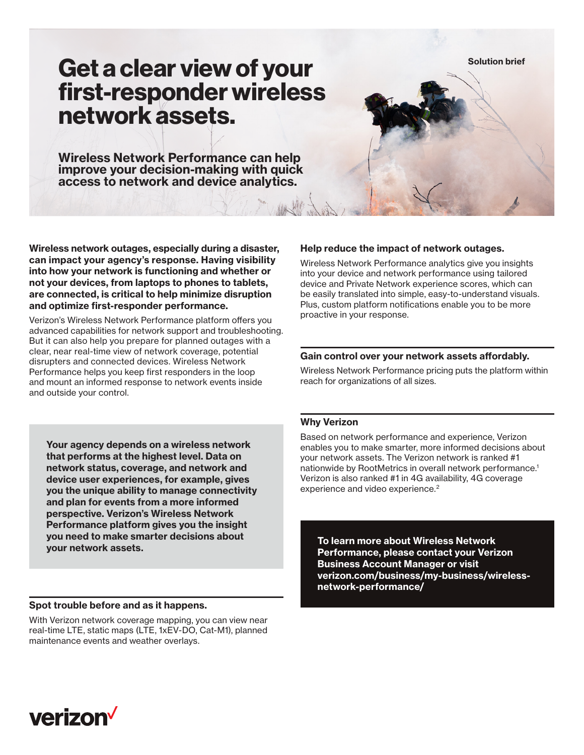Solution brief

# Get a clear view of your first-responder wireless network assets.

**Wireless Network Performance can help improve your decision-making with quick access to network and device analytics.**

**Wireless network outages, especially during a disaster, can impact your agency's response. Having visibility into how your network is functioning and whether or not your devices, from laptops to phones to tablets, are connected, is critical to help minimize disruption and optimize first-responder performance.**

Verizon's Wireless Network Performance platform offers you advanced capabilities for network support and troubleshooting. But it can also help you prepare for planned outages with a clear, near real-time view of network coverage, potential disrupters and connected devices. Wireless Network Performance helps you keep first responders in the loop and mount an informed response to network events inside and outside your control.

**Your agency depends on a wireless network that performs at the highest level. Data on network status, coverage, and network and device user experiences, for example, gives you the unique ability to manage connectivity and plan for events from a more informed perspective. Verizon's Wireless Network Performance platform gives you the insight you need to make smarter decisions about your network assets.**

### Spot trouble before and as it happens.

With Verizon network coverage mapping, you can view near real-time LTE, static maps (LTE, 1xEV-DO, Cat-M1), planned maintenance events and weather overlays.

### Help reduce the impact of network outages.

Wireless Network Performance analytics give you insights into your device and network performance using tailored device and Private Network experience scores, which can be easily translated into simple, easy-to-understand visuals. Plus, custom platform notifications enable you to be more proactive in your response.

### Gain control over your network assets affordably.

Wireless Network Performance pricing puts the platform within reach for organizations of all sizes.

### Why Verizon

Based on network performance and experience, Verizon enables you to make smarter, more informed decisions about your network assets. The Verizon network is ranked #1 nationwide by RootMetrics in overall network performance.[1] Verizon is also ranked #1 in 4G availability, 4G coverage experience and video experience.[2]

**To learn more about Wireless Network Performance, please contact your Verizon Business Account Manager or visit verizon.com/business/my-business/wireless-network-performance/**

verizon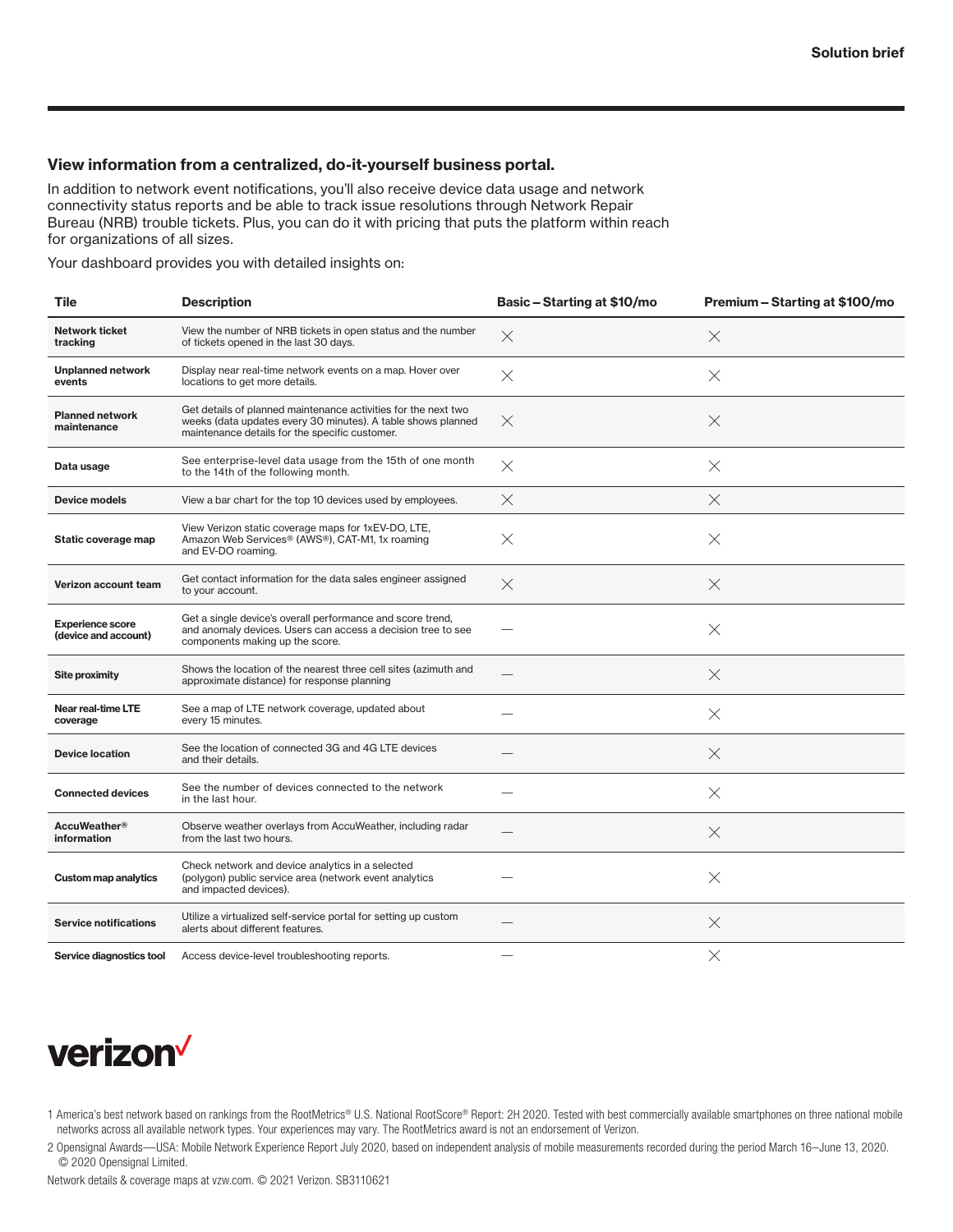### View information from a centralized, do-it-yourself business portal.

In addition to network event notifications, you'll also receive device data usage and network connectivity status reports and be able to track issue resolutions through Network Repair Bureau (NRB) trouble tickets. Plus, you can do it with pricing that puts the platform within reach for organizations of all sizes.

Your dashboard provides you with detailed insights on:

| Tile | Description | Basic – Starting at $10/mo | Premium – Starting at $100/mo |
|---|---|---|---|
| **Network ticket tracking** | View the number of NRB tickets in open status and the number of tickets opened in the last 30 days. | × | × |
| **Unplanned network events** | Display near real-time network events on a map. Hover over locations to get more details. | × | × |
| **Planned network maintenance** | Get details of planned maintenance activities for the next two weeks (data updates every 30 minutes). A table shows planned maintenance details for the specific customer. | × | × |
| **Data usage** | See enterprise-level data usage from the 15th of one month to the 14th of the following month. | × | × |
| **Device models** | View a bar chart for the top 10 devices used by employees. | × | × |
| **Static coverage map** | View Verizon static coverage maps for 1xEV-DO, LTE, Amazon Web Services® (AWS®), CAT-M1, 1x roaming and EV-DO roaming. | × | × |
| **Verizon account team** | Get contact information for the data sales engineer assigned to your account. | × | × |
| **Experience score (device and account)** | Get a single device's overall performance and score trend, and anomaly devices. Users can access a decision tree to see components making up the score. | — | × |
| **Site proximity** | Shows the location of the nearest three cell sites (azimuth and approximate distance) for response planning | — | × |
| **Near real-time LTE coverage** | See a map of LTE network coverage, updated about every 15 minutes. | — | × |
| **Device location** | See the location of connected 3G and 4G LTE devices and their details. | — | × |
| **Connected devices** | See the number of devices connected to the network in the last hour. | — | × |
| **AccuWeather® information** | Observe weather overlays from AccuWeather, including radar from the last two hours. | — | × |
| **Custom map analytics** | Check network and device analytics in a selected (polygon) public service area (network event analytics and impacted devices). | — | × |
| **Service notifications** | Utilize a virtualized self-service portal for setting up custom alerts about different features. | — | × |
| **Service diagnostics tool** | Access device-level troubleshooting reports. | — | × |

verizon

1 America's best network based on rankings from the RootMetrics® U.S. National RootScore® Report: 2H 2020. Tested with best commercially available smartphones on three national mobile networks across all available network types. Your experiences may vary. The RootMetrics award is not an endorsement of Verizon.

2 Opensignal Awards—USA: Mobile Network Experience Report July 2020, based on independent analysis of mobile measurements recorded during the period March 16–June 13, 2020. © 2020 Opensignal Limited.

Network details & coverage maps at vzw.com. © 2021 Verizon. SB3110621